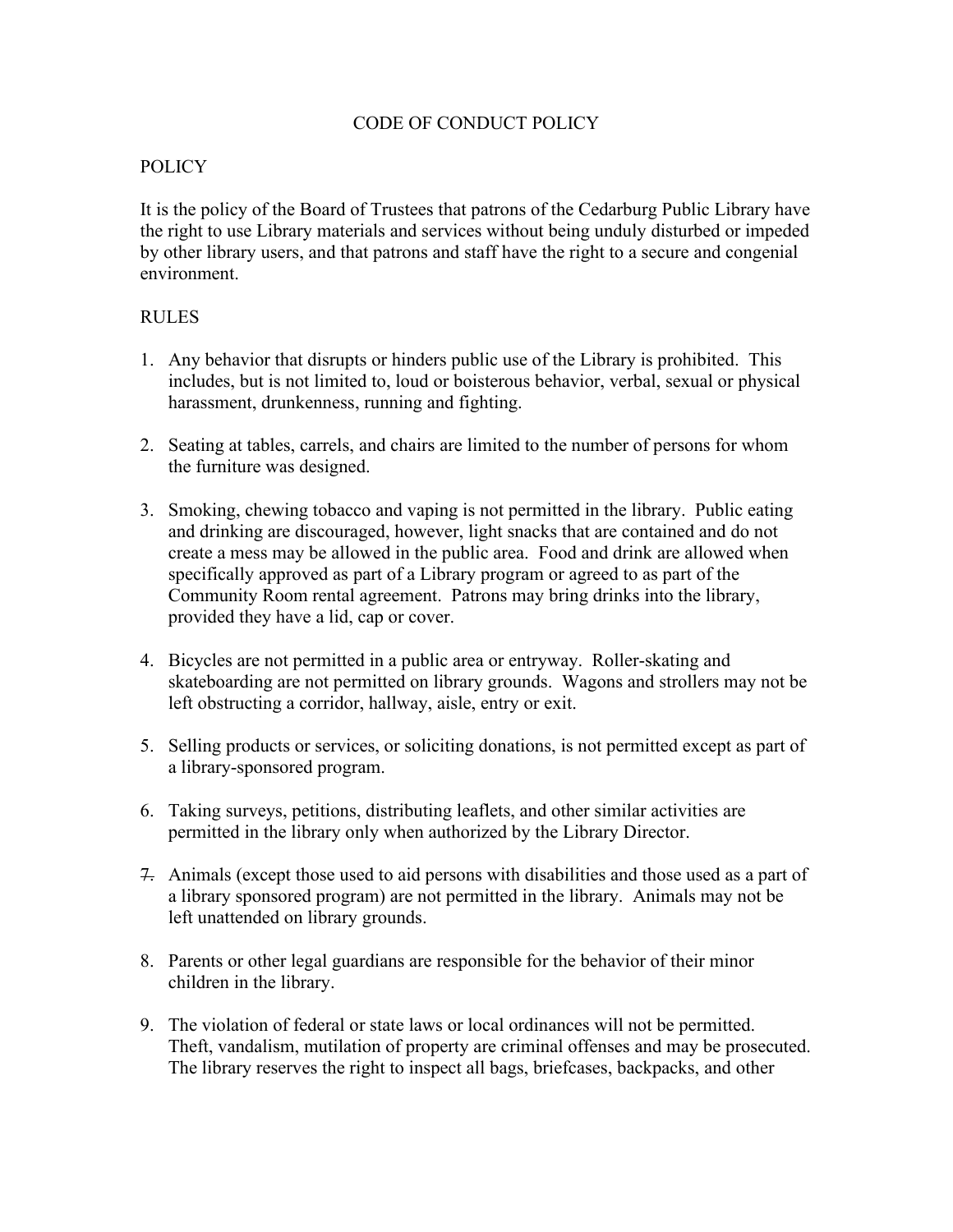# CODE OF CONDUCT POLICY

## POLICY

It is the policy of the Board of Trustees that patrons of the Cedarburg Public Library have the right to use Library materials and services without being unduly disturbed or impeded by other library users, and that patrons and staff have the right to a secure and congenial environment.

## RULES

1. Any behavior that disrupts or hinders public use of the Library is prohibited. This includes, but is not limited to, loud or boisterous behavior, verbal, sexual or physical harassment, drunkenness, running and fighting.

2. Seating at tables, carrels, and chairs are limited to the number of persons for whom the furniture was designed.

3. Smoking, chewing tobacco and vaping is not permitted in the library. Public eating and drinking are discouraged, however, light snacks that are contained and do not create a mess may be allowed in the public area. Food and drink are allowed when specifically approved as part of a Library program or agreed to as part of the Community Room rental agreement. Patrons may bring drinks into the library, provided they have a lid, cap or cover.

4. Bicycles are not permitted in a public area or entryway. Roller-skating and skateboarding are not permitted on library grounds. Wagons and strollers may not be left obstructing a corridor, hallway, aisle, entry or exit.

5. Selling products or services, or soliciting donations, is not permitted except as part of a library-sponsored program.

6. Taking surveys, petitions, distributing leaflets, and other similar activities are permitted in the library only when authorized by the Library Director.

7. Animals (except those used to aid persons with disabilities and those used as a part of a library sponsored program) are not permitted in the library. Animals may not be left unattended on library grounds.

8. Parents or other legal guardians are responsible for the behavior of their minor children in the library.

9. The violation of federal or state laws or local ordinances will not be permitted. Theft, vandalism, mutilation of property are criminal offenses and may be prosecuted. The library reserves the right to inspect all bags, briefcases, backpacks, and other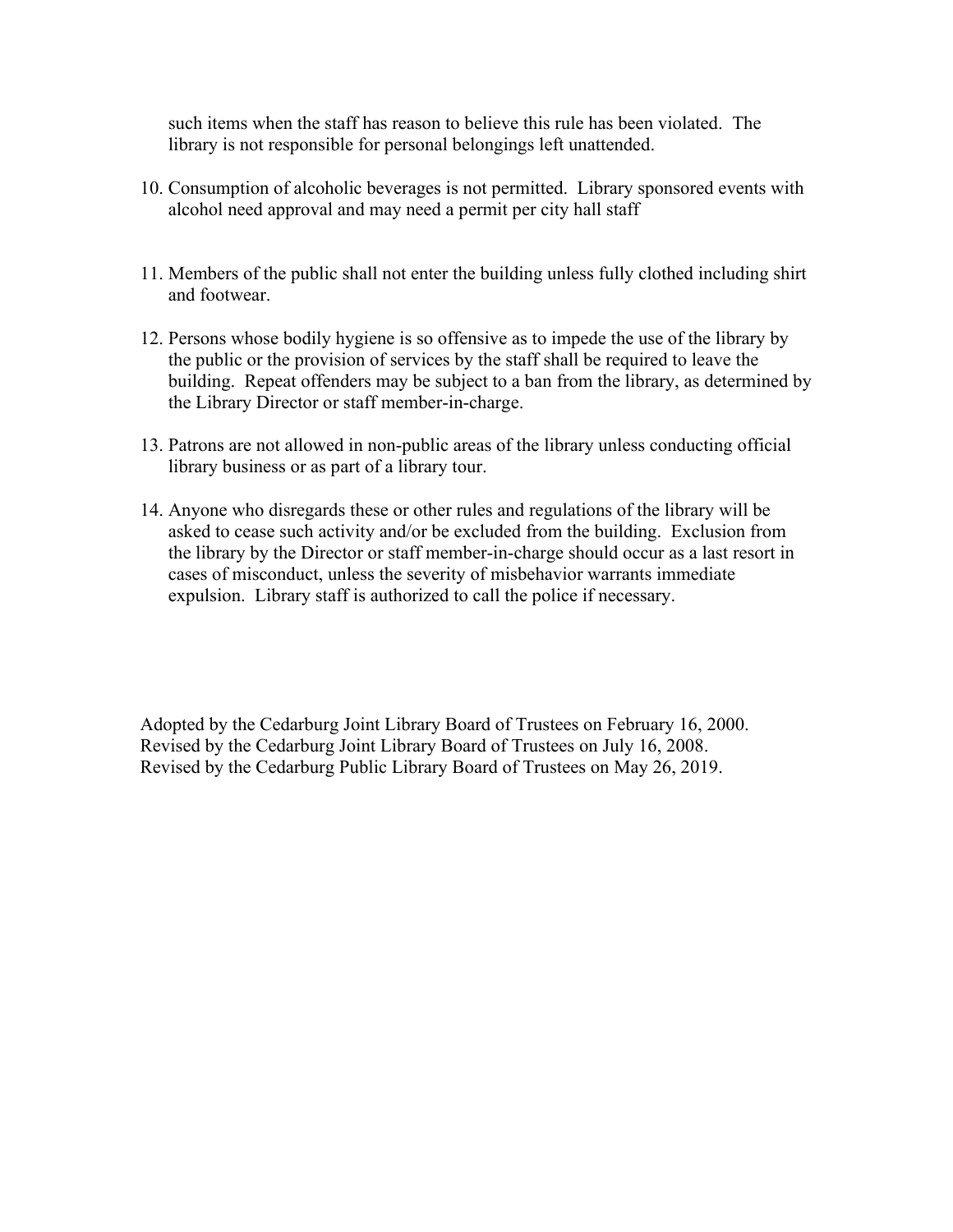such items when the staff has reason to believe this rule has been violated. The library is not responsible for personal belongings left unattended.

10. Consumption of alcoholic beverages is not permitted. Library sponsored events with alcohol need approval and may need a permit per city hall staff

11. Members of the public shall not enter the building unless fully clothed including shirt and footwear.

12. Persons whose bodily hygiene is so offensive as to impede the use of the library by the public or the provision of services by the staff shall be required to leave the building. Repeat offenders may be subject to a ban from the library, as determined by the Library Director or staff member-in-charge.

13. Patrons are not allowed in non-public areas of the library unless conducting official library business or as part of a library tour.

14. Anyone who disregards these or other rules and regulations of the library will be asked to cease such activity and/or be excluded from the building. Exclusion from the library by the Director or staff member-in-charge should occur as a last resort in cases of misconduct, unless the severity of misbehavior warrants immediate expulsion. Library staff is authorized to call the police if necessary.

Adopted by the Cedarburg Joint Library Board of Trustees on February 16, 2000.
Revised by the Cedarburg Joint Library Board of Trustees on July 16, 2008.
Revised by the Cedarburg Public Library Board of Trustees on May 26, 2019.